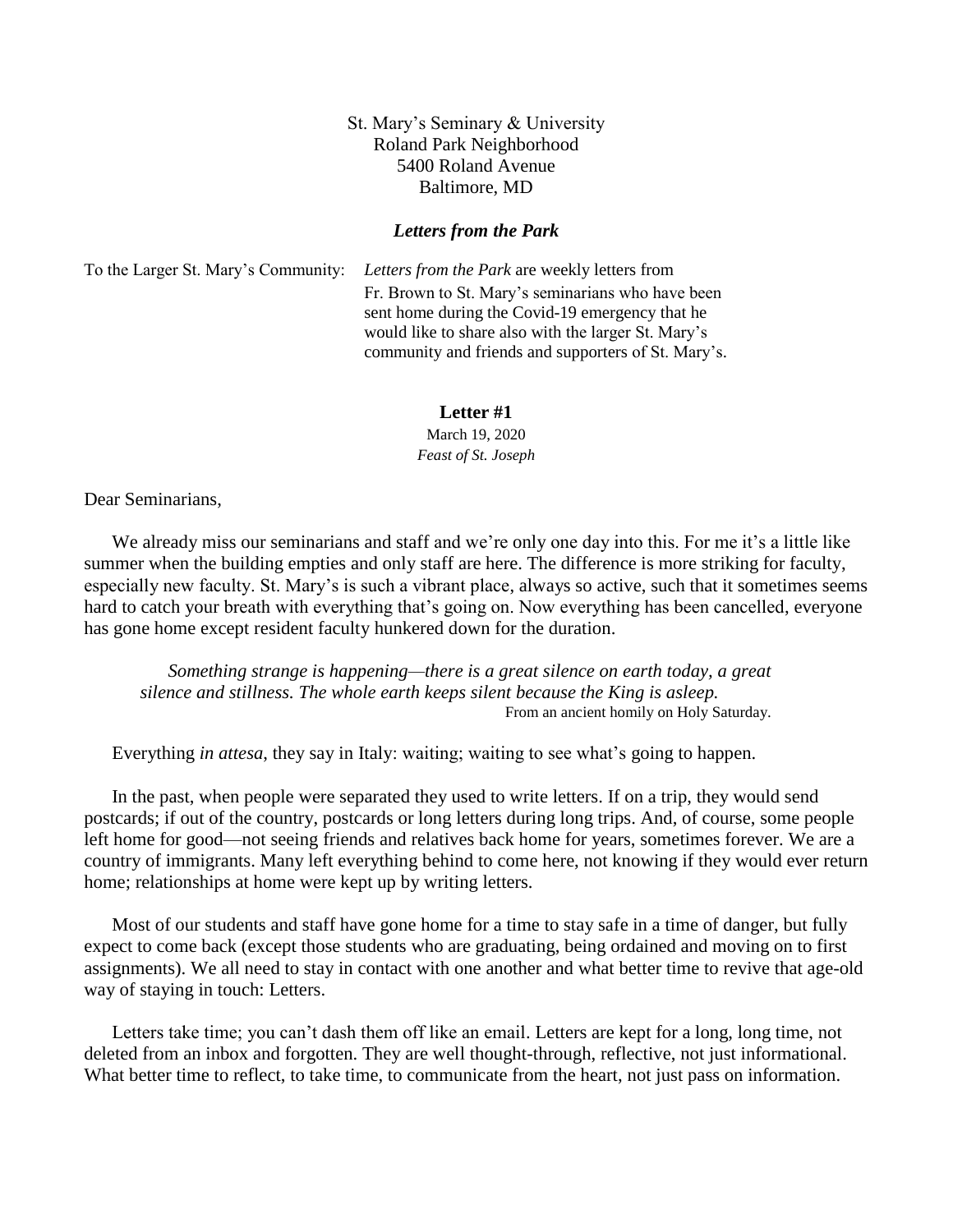St. Mary's Seminary & University
Roland Park Neighborhood
5400 Roland Avenue
Baltimore, MD

## *Letters from the Park*

To the Larger St. Mary's Community: *Letters from the Park* are weekly letters from Fr. Brown to St. Mary's seminarians who have been sent home during the Covid-19 emergency that he would like to share also with the larger St. Mary's community and friends and supporters of St. Mary's.

### Letter #1

March 19, 2020
*Feast of St. Joseph*

Dear Seminarians,

We already miss our seminarians and staff and we're only one day into this. For me it's a little like summer when the building empties and only staff are here. The difference is more striking for faculty, especially new faculty. St. Mary's is such a vibrant place, always so active, such that it sometimes seems hard to catch your breath with everything that's going on. Now everything has been cancelled, everyone has gone home except resident faculty hunkered down for the duration.

> *Something strange is happening—there is a great silence on earth today, a great silence and stillness. The whole earth keeps silent because the King is asleep.*
> From an ancient homily on Holy Saturday.

Everything *in attesa*, they say in Italy: waiting; waiting to see what's going to happen.

In the past, when people were separated they used to write letters. If on a trip, they would send postcards; if out of the country, postcards or long letters during long trips. And, of course, some people left home for good—not seeing friends and relatives back home for years, sometimes forever. We are a country of immigrants. Many left everything behind to come here, not knowing if they would ever return home; relationships at home were kept up by writing letters.

Most of our students and staff have gone home for a time to stay safe in a time of danger, but fully expect to come back (except those students who are graduating, being ordained and moving on to first assignments). We all need to stay in contact with one another and what better time to revive that age-old way of staying in touch: Letters.

Letters take time; you can't dash them off like an email. Letters are kept for a long, long time, not deleted from an inbox and forgotten. They are well thought-through, reflective, not just informational. What better time to reflect, to take time, to communicate from the heart, not just pass on information.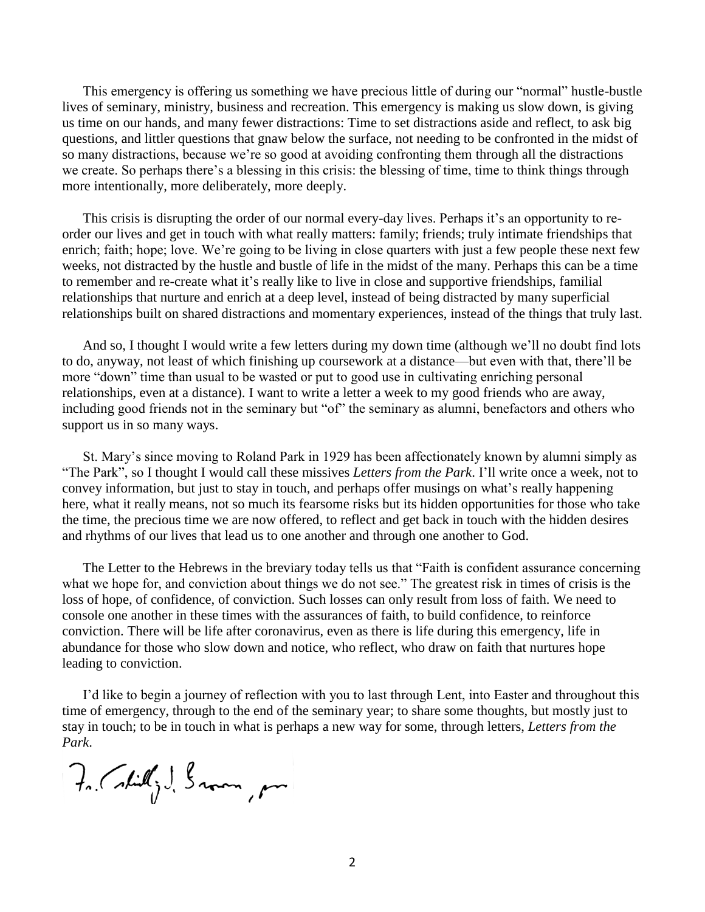This emergency is offering us something we have precious little of during our "normal" hustle-bustle lives of seminary, ministry, business and recreation. This emergency is making us slow down, is giving us time on our hands, and many fewer distractions: Time to set distractions aside and reflect, to ask big questions, and littler questions that gnaw below the surface, not needing to be confronted in the midst of so many distractions, because we're so good at avoiding confronting them through all the distractions we create. So perhaps there's a blessing in this crisis: the blessing of time, time to think things through more intentionally, more deliberately, more deeply.

This crisis is disrupting the order of our normal every-day lives. Perhaps it's an opportunity to re-order our lives and get in touch with what really matters: family; friends; truly intimate friendships that enrich; faith; hope; love. We're going to be living in close quarters with just a few people these next few weeks, not distracted by the hustle and bustle of life in the midst of the many. Perhaps this can be a time to remember and re-create what it's really like to live in close and supportive friendships, familial relationships that nurture and enrich at a deep level, instead of being distracted by many superficial relationships built on shared distractions and momentary experiences, instead of the things that truly last.

And so, I thought I would write a few letters during my down time (although we'll no doubt find lots to do, anyway, not least of which finishing up coursework at a distance—but even with that, there'll be more "down" time than usual to be wasted or put to good use in cultivating enriching personal relationships, even at a distance). I want to write a letter a week to my good friends who are away, including good friends not in the seminary but "of" the seminary as alumni, benefactors and others who support us in so many ways.

St. Mary's since moving to Roland Park in 1929 has been affectionately known by alumni simply as "The Park", so I thought I would call these missives *Letters from the Park*. I'll write once a week, not to convey information, but just to stay in touch, and perhaps offer musings on what's really happening here, what it really means, not so much its fearsome risks but its hidden opportunities for those who take the time, the precious time we are now offered, to reflect and get back in touch with the hidden desires and rhythms of our lives that lead us to one another and through one another to God.

The Letter to the Hebrews in the breviary today tells us that "Faith is confident assurance concerning what we hope for, and conviction about things we do not see." The greatest risk in times of crisis is the loss of hope, of confidence, of conviction. Such losses can only result from loss of faith. We need to console one another in these times with the assurances of faith, to build confidence, to reinforce conviction. There will be life after coronavirus, even as there is life during this emergency, life in abundance for those who slow down and notice, who reflect, who draw on faith that nurtures hope leading to conviction.

I'd like to begin a journey of reflection with you to last through Lent, into Easter and throughout this time of emergency, through to the end of the seminary year; to share some thoughts, but mostly just to stay in touch; to be in touch in what is perhaps a new way for some, through letters, *Letters from the Park*.

Fr. Phillip J. Brown, pss